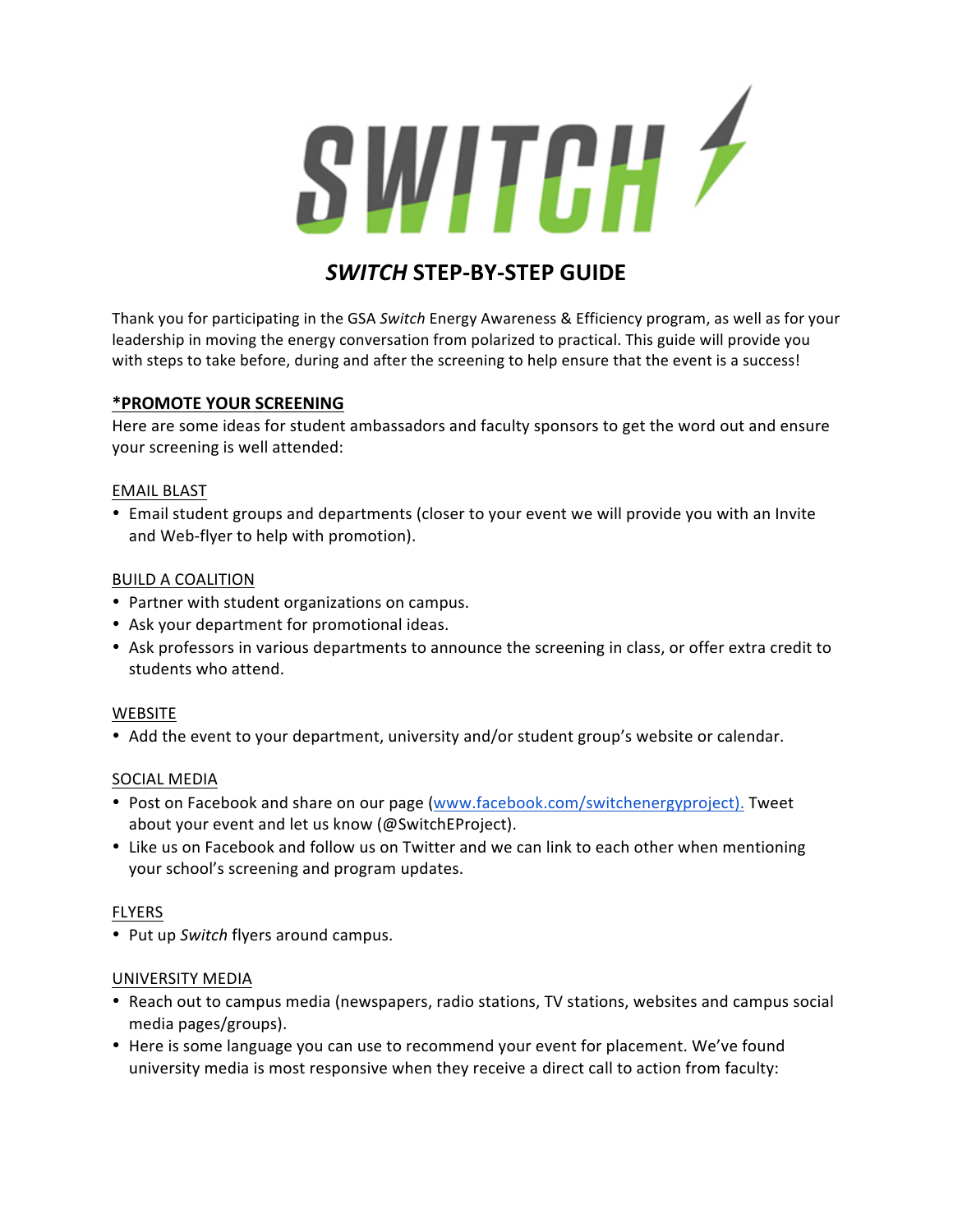# *SWITCH* STEP-BY-STEP GUIDE

Thank you for participating in the GSA *Switch* Energy Awareness & Efficiency program, as well as for your leadership in moving the energy conversation from polarized to practical. This guide will provide you with steps to take before, during and after the screening to help ensure that the event is a success!

## *PROMOTE YOUR SCREENING

Here are some ideas for student ambassadors and faculty sponsors to get the word out and ensure your screening is well attended:

### EMAIL BLAST

- Email student groups and departments (closer to your event we will provide you with an Invite and Web-flyer to help with promotion).

### BUILD A COALITION

- Partner with student organizations on campus.
- Ask your department for promotional ideas.
- Ask professors in various departments to announce the screening in class, or offer extra credit to students who attend.

### WEBSITE

- Add the event to your department, university and/or student group's website or calendar.

### SOCIAL MEDIA

- Post on Facebook and share on our page (www.facebook.com/switchenergyproject). Tweet about your event and let us know (@SwitchEProject).
- Like us on Facebook and follow us on Twitter and we can link to each other when mentioning your school's screening and program updates.

### FLYERS

- Put up *Switch* flyers around campus.

### UNIVERSITY MEDIA

- Reach out to campus media (newspapers, radio stations, TV stations, websites and campus social media pages/groups).
- Here is some language you can use to recommend your event for placement. We've found university media is most responsive when they receive a direct call to action from faculty: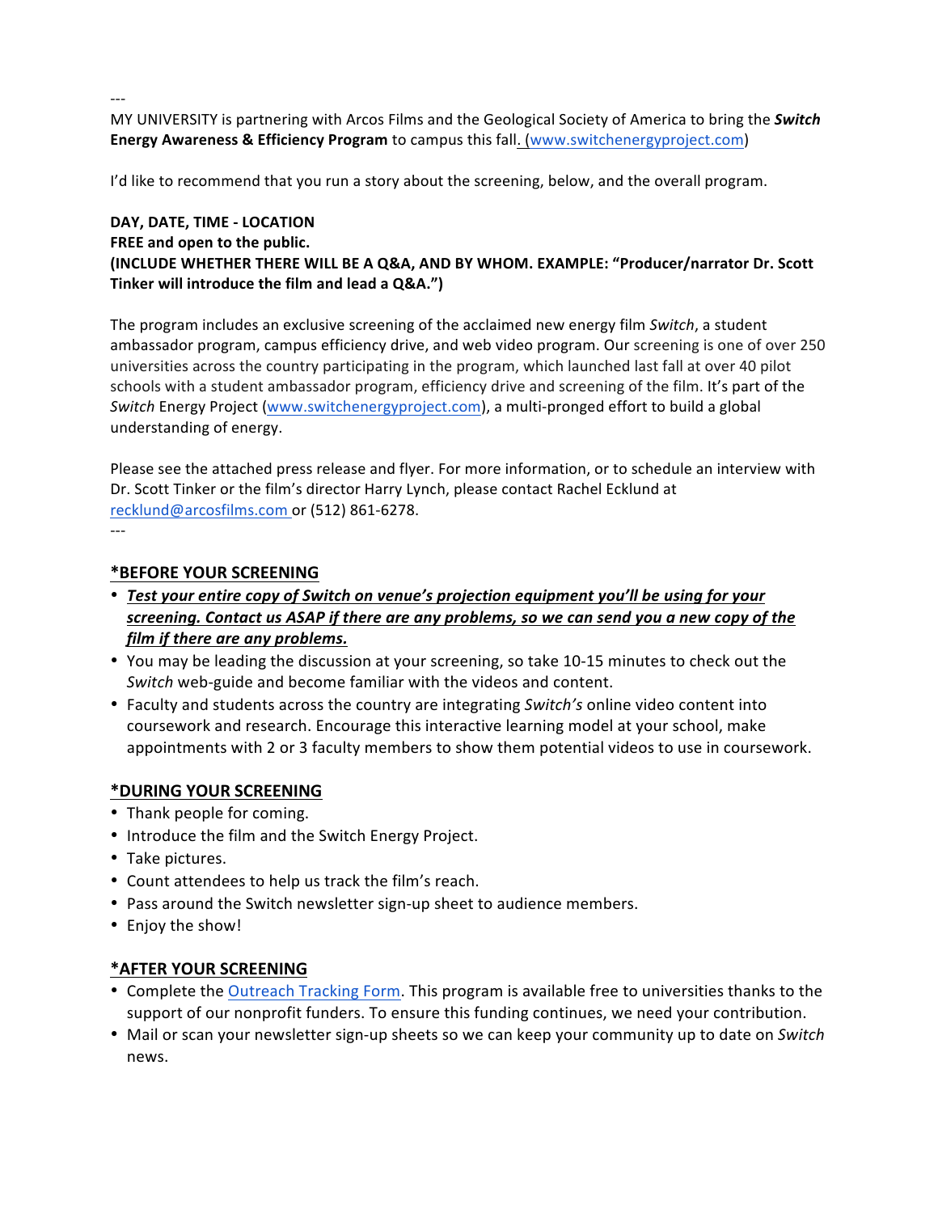---

MY UNIVERSITY is partnering with Arcos Films and the Geological Society of America to bring the ***Switch* Energy Awareness & Efficiency Program** to campus this fall. (www.switchenergyproject.com)

I'd like to recommend that you run a story about the screening, below, and the overall program.

**DAY, DATE, TIME - LOCATION**
**FREE and open to the public.**
**(INCLUDE WHETHER THERE WILL BE A Q&A, AND BY WHOM. EXAMPLE: "Producer/narrator Dr. Scott Tinker will introduce the film and lead a Q&A.")**

The program includes an exclusive screening of the acclaimed new energy film *Switch*, a student ambassador program, campus efficiency drive, and web video program. Our screening is one of over 250 universities across the country participating in the program, which launched last fall at over 40 pilot schools with a student ambassador program, efficiency drive and screening of the film. It's part of the *Switch* Energy Project (www.switchenergyproject.com), a multi-pronged effort to build a global understanding of energy.

Please see the attached press release and flyer. For more information, or to schedule an interview with Dr. Scott Tinker or the film's director Harry Lynch, please contact Rachel Ecklund at recklund@arcosfilms.com or (512) 861-6278.

---

## *BEFORE YOUR SCREENING

- ***Test your entire copy of Switch on venue's projection equipment you'll be using for your screening. Contact us ASAP if there are any problems, so we can send you a new copy of the film if there are any problems.***
- You may be leading the discussion at your screening, so take 10-15 minutes to check out the *Switch* web-guide and become familiar with the videos and content.
- Faculty and students across the country are integrating *Switch's* online video content into coursework and research. Encourage this interactive learning model at your school, make appointments with 2 or 3 faculty members to show them potential videos to use in coursework.

## *DURING YOUR SCREENING

- Thank people for coming.
- Introduce the film and the Switch Energy Project.
- Take pictures.
- Count attendees to help us track the film's reach.
- Pass around the Switch newsletter sign-up sheet to audience members.
- Enjoy the show!

## *AFTER YOUR SCREENING

- Complete the Outreach Tracking Form. This program is available free to universities thanks to the support of our nonprofit funders. To ensure this funding continues, we need your contribution.
- Mail or scan your newsletter sign-up sheets so we can keep your community up to date on *Switch* news.